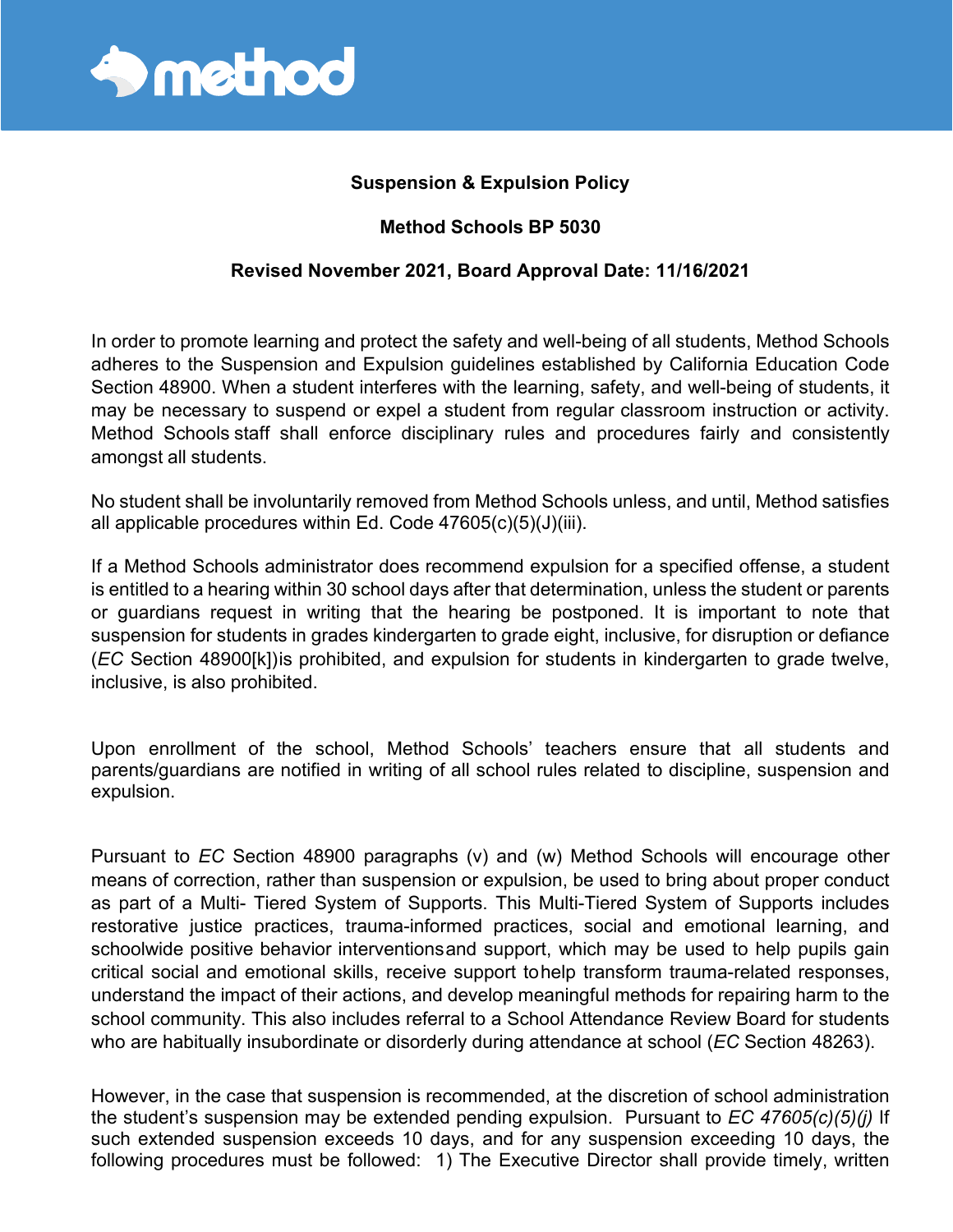**Suspension & Expulsion Policy**

**Method Schools BP 5030**

**Revised November 2021, Board Approval Date: 11/16/2021**

In order to promote learning and protect the safety and well-being of all students, Method Schools adheres to the Suspension and Expulsion guidelines established by California Education Code Section 48900. When a student interferes with the learning, safety, and well-being of students, it may be necessary to suspend or expel a student from regular classroom instruction or activity. Method Schools staff shall enforce disciplinary rules and procedures fairly and consistently amongst all students.

No student shall be involuntarily removed from Method Schools unless, and until, Method satisfies all applicable procedures within Ed. Code 47605(c)(5)(J)(iii).

If a Method Schools administrator does recommend expulsion for a specified offense, a student is entitled to a hearing within 30 school days after that determination, unless the student or parents or guardians request in writing that the hearing be postponed. It is important to note that suspension for students in grades kindergarten to grade eight, inclusive, for disruption or defiance (*EC* Section 48900[k])is prohibited, and expulsion for students in kindergarten to grade twelve, inclusive, is also prohibited.

Upon enrollment of the school, Method Schools' teachers ensure that all students and parents/guardians are notified in writing of all school rules related to discipline, suspension and expulsion.

Pursuant to *EC* Section 48900 paragraphs (v) and (w) Method Schools will encourage other means of correction, rather than suspension or expulsion, be used to bring about proper conduct as part of a Multi- Tiered System of Supports. This Multi-Tiered System of Supports includes restorative justice practices, trauma-informed practices, social and emotional learning, and schoolwide positive behavior interventionsand support, which may be used to help pupils gain critical social and emotional skills, receive support tohelp transform trauma-related responses, understand the impact of their actions, and develop meaningful methods for repairing harm to the school community. This also includes referral to a School Attendance Review Board for students who are habitually insubordinate or disorderly during attendance at school (*EC* Section 48263).

However, in the case that suspension is recommended, at the discretion of school administration the student's suspension may be extended pending expulsion. Pursuant to *EC 47605(c)(5)(j)* If such extended suspension exceeds 10 days, and for any suspension exceeding 10 days, the following procedures must be followed: 1) The Executive Director shall provide timely, written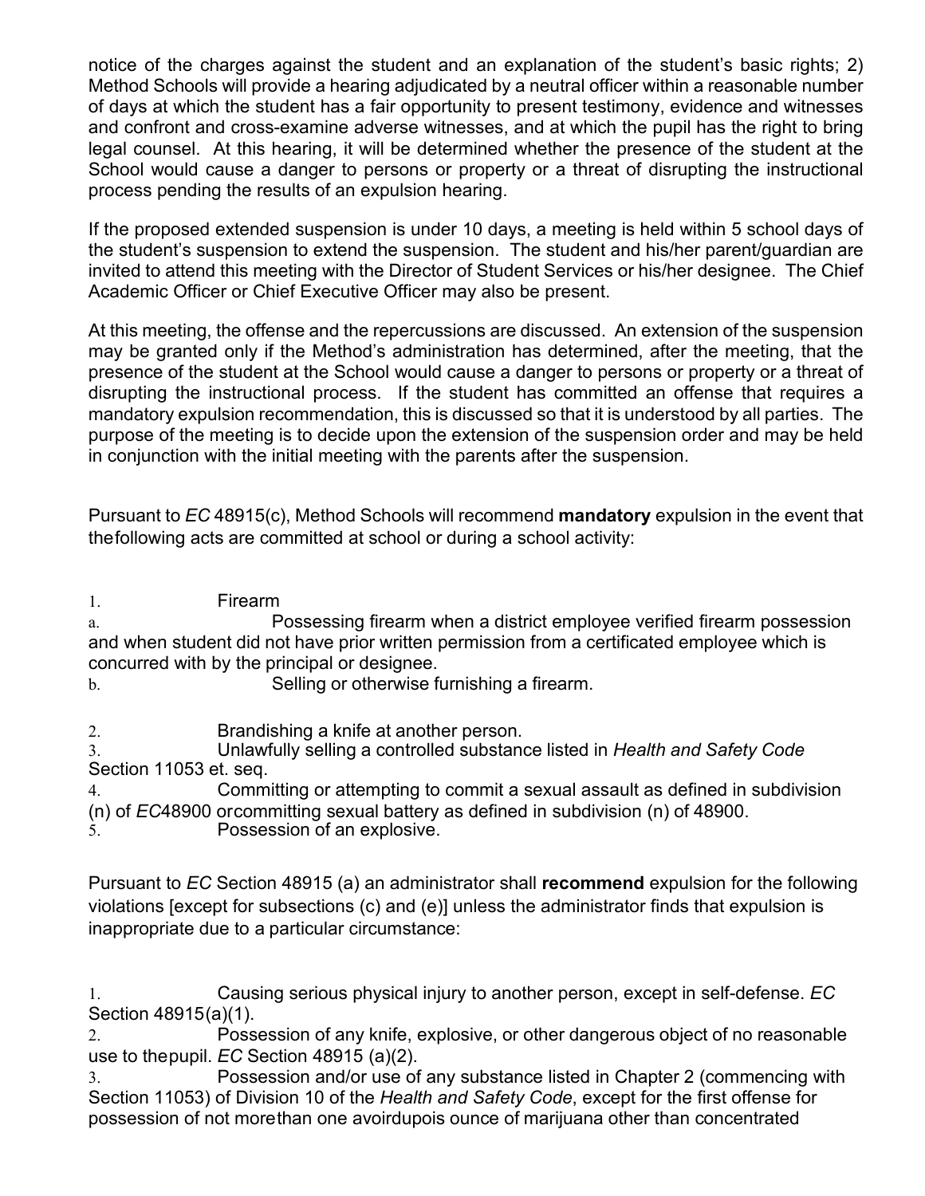notice of the charges against the student and an explanation of the student's basic rights; 2) Method Schools will provide a hearing adjudicated by a neutral officer within a reasonable number of days at which the student has a fair opportunity to present testimony, evidence and witnesses and confront and cross-examine adverse witnesses, and at which the pupil has the right to bring legal counsel. At this hearing, it will be determined whether the presence of the student at the School would cause a danger to persons or property or a threat of disrupting the instructional process pending the results of an expulsion hearing.

If the proposed extended suspension is under 10 days, a meeting is held within 5 school days of the student's suspension to extend the suspension. The student and his/her parent/guardian are invited to attend this meeting with the Director of Student Services or his/her designee. The Chief Academic Officer or Chief Executive Officer may also be present.

At this meeting, the offense and the repercussions are discussed. An extension of the suspension may be granted only if the Method's administration has determined, after the meeting, that the presence of the student at the School would cause a danger to persons or property or a threat of disrupting the instructional process. If the student has committed an offense that requires a mandatory expulsion recommendation, this is discussed so that it is understood by all parties. The purpose of the meeting is to decide upon the extension of the suspension order and may be held in conjunction with the initial meeting with the parents after the suspension.

Pursuant to *EC* 48915(c), Method Schools will recommend **mandatory** expulsion in the event that thefollowing acts are committed at school or during a school activity:

1. Firearm
   a. Possessing firearm when a district employee verified firearm possession and when student did not have prior written permission from a certificated employee which is concurred with by the principal or designee.
   b. Selling or otherwise furnishing a firearm.
2. Brandishing a knife at another person.
3. Unlawfully selling a controlled substance listed in *Health and Safety Code* Section 11053 et. seq.
4. Committing or attempting to commit a sexual assault as defined in subdivision (n) of *EC*48900 orcommitting sexual battery as defined in subdivision (n) of 48900.
5. Possession of an explosive.

Pursuant to *EC* Section 48915 (a) an administrator shall **recommend** expulsion for the following violations [except for subsections (c) and (e)] unless the administrator finds that expulsion is inappropriate due to a particular circumstance:

1. Causing serious physical injury to another person, except in self-defense. *EC* Section 48915(a)(1).
2. Possession of any knife, explosive, or other dangerous object of no reasonable use to thepupil. *EC* Section 48915 (a)(2).
3. Possession and/or use of any substance listed in Chapter 2 (commencing with Section 11053) of Division 10 of the *Health and Safety Code*, except for the first offense for possession of not morethan one avoirdupois ounce of marijuana other than concentrated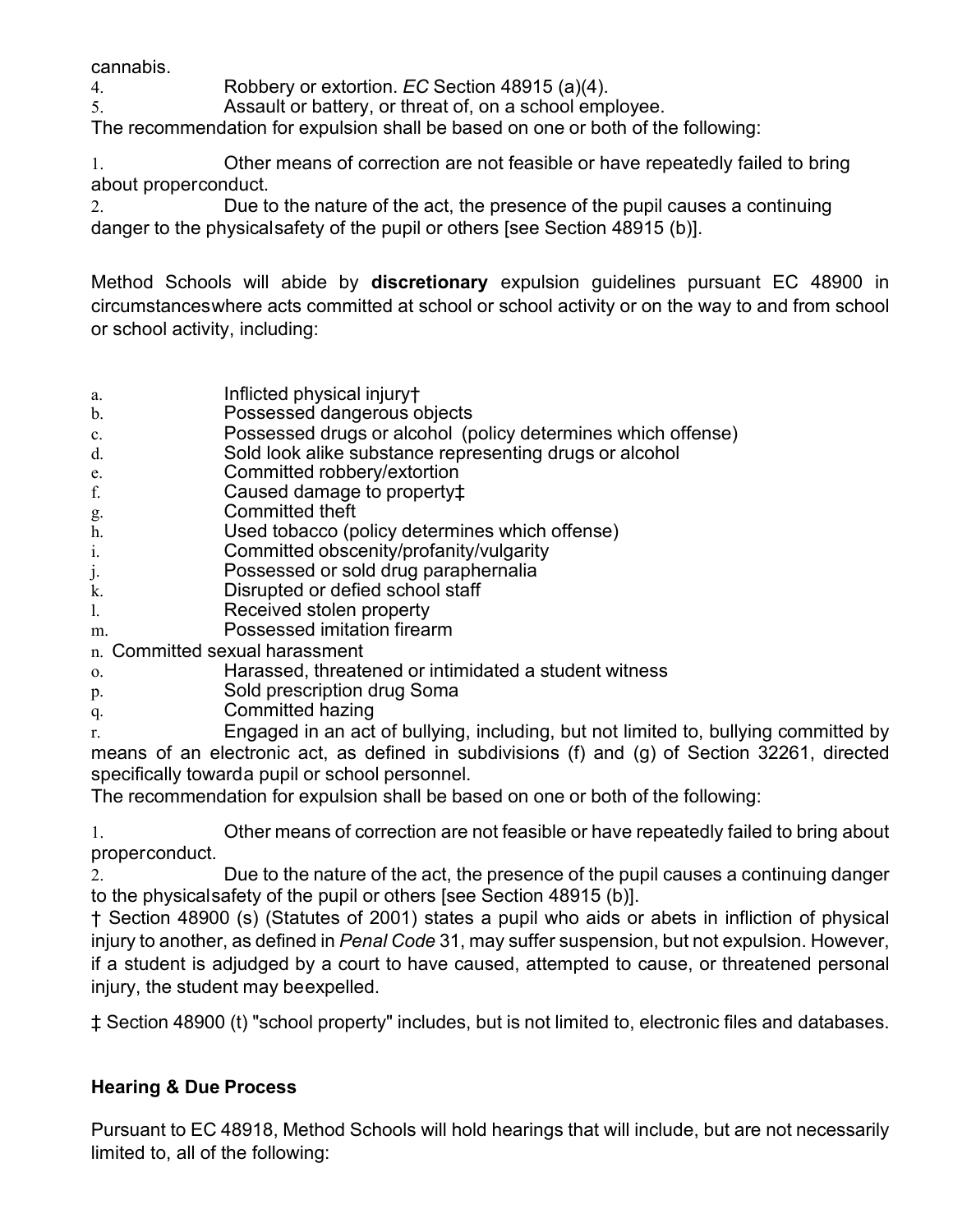cannabis.

4. Robbery or extortion. *EC* Section 48915 (a)(4).
5. Assault or battery, or threat of, on a school employee.

The recommendation for expulsion shall be based on one or both of the following:

1. Other means of correction are not feasible or have repeatedly failed to bring about properconduct.
2. Due to the nature of the act, the presence of the pupil causes a continuing danger to the physicalsafety of the pupil or others [see Section 48915 (b)].

Method Schools will abide by **discretionary** expulsion guidelines pursuant EC 48900 in circumstanceswhere acts committed at school or school activity or on the way to and from school or school activity, including:

a. Inflicted physical injury†
b. Possessed dangerous objects
c. Possessed drugs or alcohol (policy determines which offense)
d. Sold look alike substance representing drugs or alcohol
e. Committed robbery/extortion
f. Caused damage to property‡
g. Committed theft
h. Used tobacco (policy determines which offense)
i. Committed obscenity/profanity/vulgarity
j. Possessed or sold drug paraphernalia
k. Disrupted or defied school staff
l. Received stolen property
m. Possessed imitation firearm
n. Committed sexual harassment
o. Harassed, threatened or intimidated a student witness
p. Sold prescription drug Soma
q. Committed hazing
r. Engaged in an act of bullying, including, but not limited to, bullying committed by means of an electronic act, as defined in subdivisions (f) and (g) of Section 32261, directed specifically towarda pupil or school personnel.

The recommendation for expulsion shall be based on one or both of the following:

1. Other means of correction are not feasible or have repeatedly failed to bring about properconduct.
2. Due to the nature of the act, the presence of the pupil causes a continuing danger to the physicalsafety of the pupil or others [see Section 48915 (b)].

† Section 48900 (s) (Statutes of 2001) states a pupil who aids or abets in infliction of physical injury to another, as defined in *Penal Code* 31, may suffer suspension, but not expulsion. However, if a student is adjudged by a court to have caused, attempted to cause, or threatened personal injury, the student may beexpelled.

‡ Section 48900 (t) "school property" includes, but is not limited to, electronic files and databases.

### Hearing & Due Process

Pursuant to EC 48918, Method Schools will hold hearings that will include, but are not necessarily limited to, all of the following: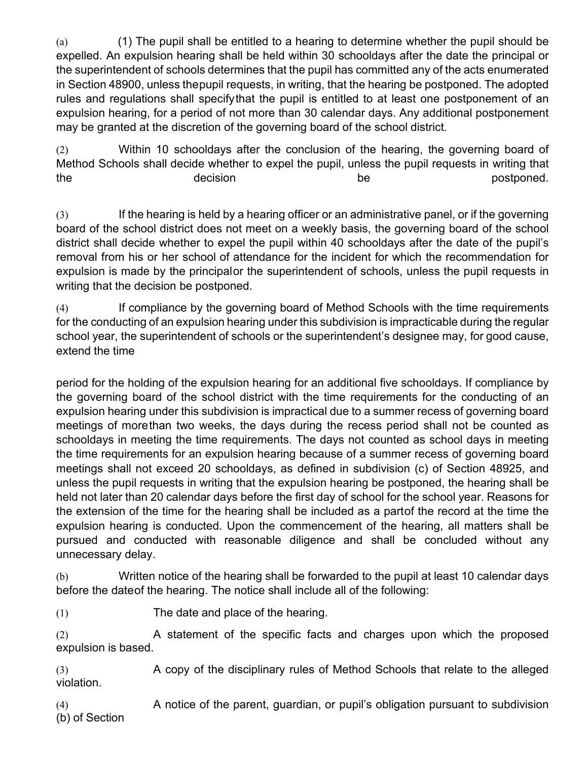(a) (1) The pupil shall be entitled to a hearing to determine whether the pupil should be expelled. An expulsion hearing shall be held within 30 schooldays after the date the principal or the superintendent of schools determines that the pupil has committed any of the acts enumerated in Section 48900, unless thepupil requests, in writing, that the hearing be postponed. The adopted rules and regulations shall specifythat the pupil is entitled to at least one postponement of an expulsion hearing, for a period of not more than 30 calendar days. Any additional postponement may be granted at the discretion of the governing board of the school district.

(2) Within 10 schooldays after the conclusion of the hearing, the governing board of Method Schools shall decide whether to expel the pupil, unless the pupil requests in writing that the decision be postponed.

(3) If the hearing is held by a hearing officer or an administrative panel, or if the governing board of the school district does not meet on a weekly basis, the governing board of the school district shall decide whether to expel the pupil within 40 schooldays after the date of the pupil's removal from his or her school of attendance for the incident for which the recommendation for expulsion is made by the principalor the superintendent of schools, unless the pupil requests in writing that the decision be postponed.

(4) If compliance by the governing board of Method Schools with the time requirements for the conducting of an expulsion hearing under this subdivision is impracticable during the regular school year, the superintendent of schools or the superintendent's designee may, for good cause, extend the time period for the holding of the expulsion hearing for an additional five schooldays. If compliance by the governing board of the school district with the time requirements for the conducting of an expulsion hearing under this subdivision is impractical due to a summer recess of governing board meetings of morethan two weeks, the days during the recess period shall not be counted as schooldays in meeting the time requirements. The days not counted as school days in meeting the time requirements for an expulsion hearing because of a summer recess of governing board meetings shall not exceed 20 schooldays, as defined in subdivision (c) of Section 48925, and unless the pupil requests in writing that the expulsion hearing be postponed, the hearing shall be held not later than 20 calendar days before the first day of school for the school year. Reasons for the extension of the time for the hearing shall be included as a partof the record at the time the expulsion hearing is conducted. Upon the commencement of the hearing, all matters shall be pursued and conducted with reasonable diligence and shall be concluded without any unnecessary delay.

(b) Written notice of the hearing shall be forwarded to the pupil at least 10 calendar days before the dateof the hearing. The notice shall include all of the following:

(1) The date and place of the hearing.

(2) A statement of the specific facts and charges upon which the proposed expulsion is based.

(3) A copy of the disciplinary rules of Method Schools that relate to the alleged violation.

(4) A notice of the parent, guardian, or pupil's obligation pursuant to subdivision (b) of Section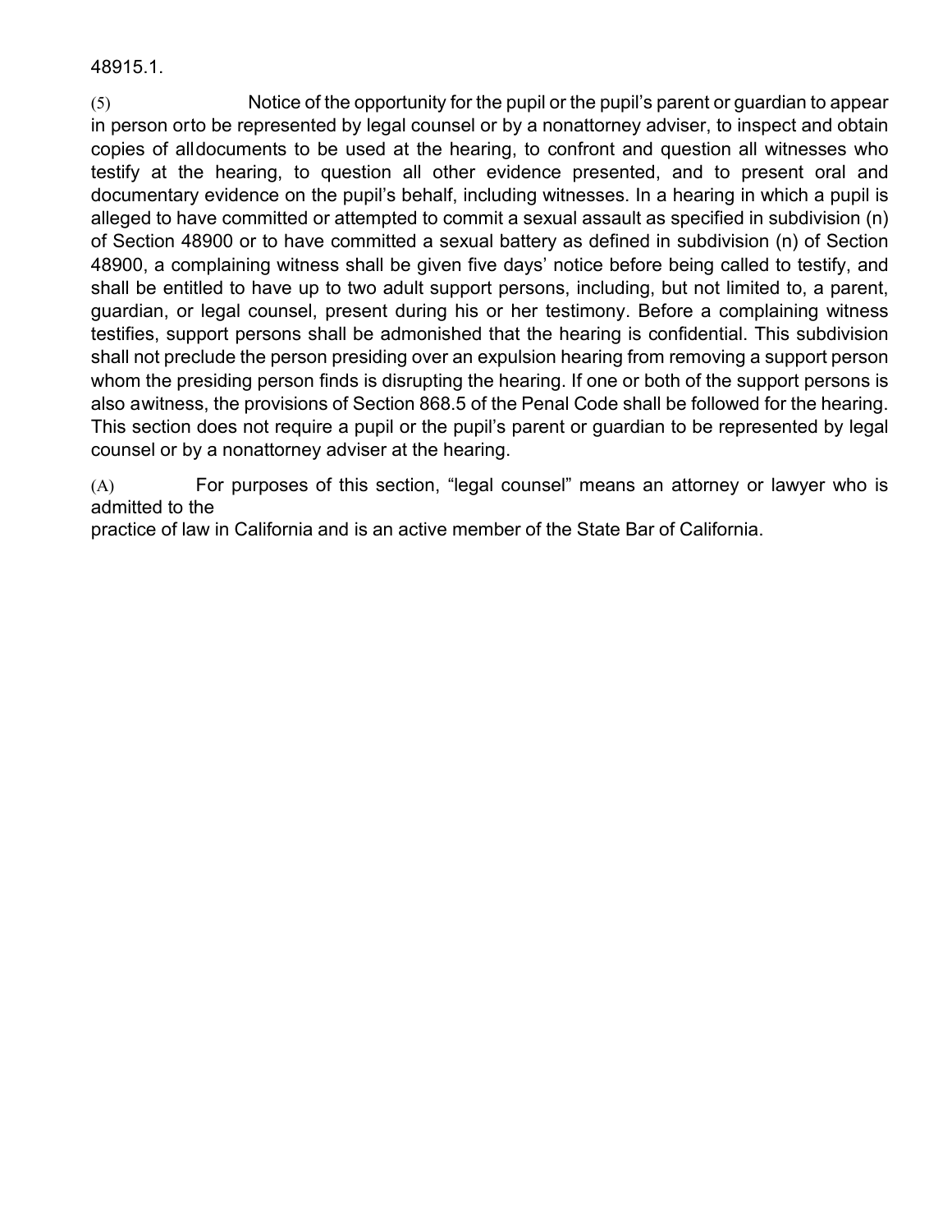48915.1.

(5) Notice of the opportunity for the pupil or the pupil's parent or guardian to appear in person orto be represented by legal counsel or by a nonattorney adviser, to inspect and obtain copies of alldocuments to be used at the hearing, to confront and question all witnesses who testify at the hearing, to question all other evidence presented, and to present oral and documentary evidence on the pupil's behalf, including witnesses. In a hearing in which a pupil is alleged to have committed or attempted to commit a sexual assault as specified in subdivision (n) of Section 48900 or to have committed a sexual battery as defined in subdivision (n) of Section 48900, a complaining witness shall be given five days' notice before being called to testify, and shall be entitled to have up to two adult support persons, including, but not limited to, a parent, guardian, or legal counsel, present during his or her testimony. Before a complaining witness testifies, support persons shall be admonished that the hearing is confidential. This subdivision shall not preclude the person presiding over an expulsion hearing from removing a support person whom the presiding person finds is disrupting the hearing. If one or both of the support persons is also awitness, the provisions of Section 868.5 of the Penal Code shall be followed for the hearing. This section does not require a pupil or the pupil's parent or guardian to be represented by legal counsel or by a nonattorney adviser at the hearing.

(A) For purposes of this section, "legal counsel" means an attorney or lawyer who is admitted to the practice of law in California and is an active member of the State Bar of California.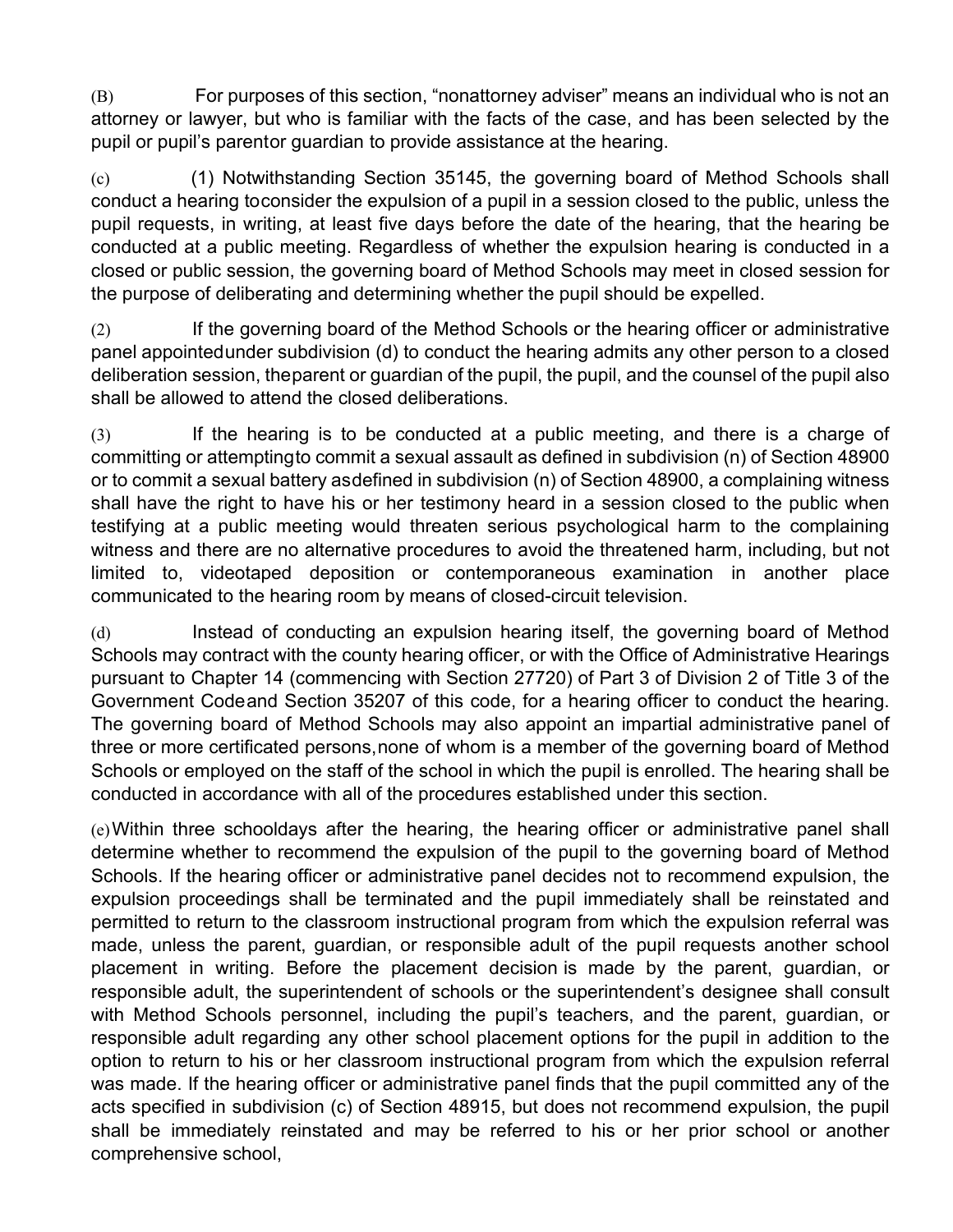(B) For purposes of this section, "nonattorney adviser" means an individual who is not an attorney or lawyer, but who is familiar with the facts of the case, and has been selected by the pupil or pupil's parentor guardian to provide assistance at the hearing.

(c) (1) Notwithstanding Section 35145, the governing board of Method Schools shall conduct a hearing toconsider the expulsion of a pupil in a session closed to the public, unless the pupil requests, in writing, at least five days before the date of the hearing, that the hearing be conducted at a public meeting. Regardless of whether the expulsion hearing is conducted in a closed or public session, the governing board of Method Schools may meet in closed session for the purpose of deliberating and determining whether the pupil should be expelled.

(2) If the governing board of the Method Schools or the hearing officer or administrative panel appointedunder subdivision (d) to conduct the hearing admits any other person to a closed deliberation session, theparent or guardian of the pupil, the pupil, and the counsel of the pupil also shall be allowed to attend the closed deliberations.

(3) If the hearing is to be conducted at a public meeting, and there is a charge of committing or attemptingto commit a sexual assault as defined in subdivision (n) of Section 48900 or to commit a sexual battery asdefined in subdivision (n) of Section 48900, a complaining witness shall have the right to have his or her testimony heard in a session closed to the public when testifying at a public meeting would threaten serious psychological harm to the complaining witness and there are no alternative procedures to avoid the threatened harm, including, but not limited to, videotaped deposition or contemporaneous examination in another place communicated to the hearing room by means of closed-circuit television.

(d) Instead of conducting an expulsion hearing itself, the governing board of Method Schools may contract with the county hearing officer, or with the Office of Administrative Hearings pursuant to Chapter 14 (commencing with Section 27720) of Part 3 of Division 2 of Title 3 of the Government Codeand Section 35207 of this code, for a hearing officer to conduct the hearing. The governing board of Method Schools may also appoint an impartial administrative panel of three or more certificated persons,none of whom is a member of the governing board of Method Schools or employed on the staff of the school in which the pupil is enrolled. The hearing shall be conducted in accordance with all of the procedures established under this section.

(e) Within three schooldays after the hearing, the hearing officer or administrative panel shall determine whether to recommend the expulsion of the pupil to the governing board of Method Schools. If the hearing officer or administrative panel decides not to recommend expulsion, the expulsion proceedings shall be terminated and the pupil immediately shall be reinstated and permitted to return to the classroom instructional program from which the expulsion referral was made, unless the parent, guardian, or responsible adult of the pupil requests another school placement in writing. Before the placement decision is made by the parent, guardian, or responsible adult, the superintendent of schools or the superintendent's designee shall consult with Method Schools personnel, including the pupil's teachers, and the parent, guardian, or responsible adult regarding any other school placement options for the pupil in addition to the option to return to his or her classroom instructional program from which the expulsion referral was made. If the hearing officer or administrative panel finds that the pupil committed any of the acts specified in subdivision (c) of Section 48915, but does not recommend expulsion, the pupil shall be immediately reinstated and may be referred to his or her prior school or another comprehensive school,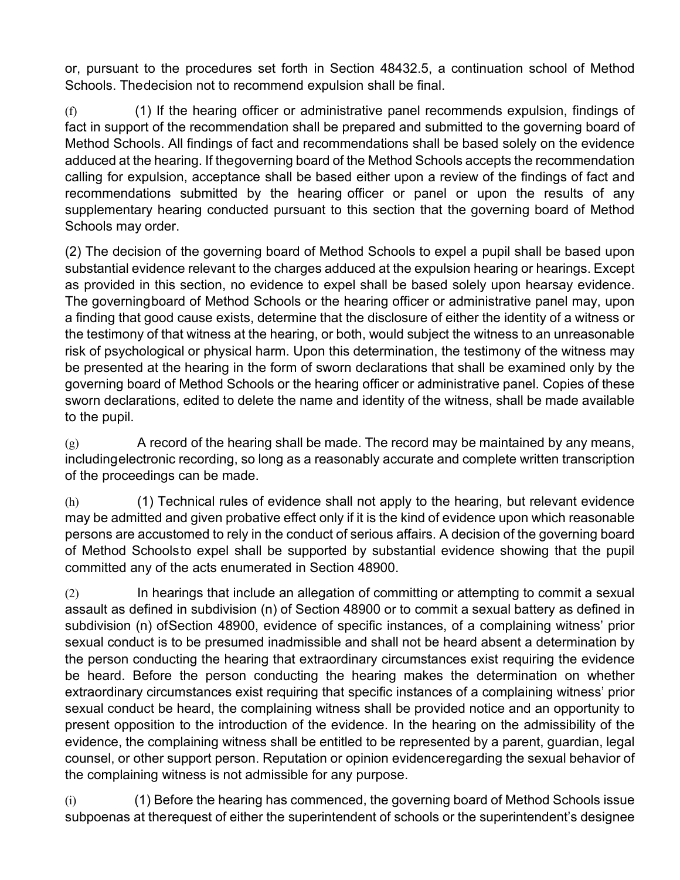or, pursuant to the procedures set forth in Section 48432.5, a continuation school of Method Schools. Thedecision not to recommend expulsion shall be final.

(f) (1) If the hearing officer or administrative panel recommends expulsion, findings of fact in support of the recommendation shall be prepared and submitted to the governing board of Method Schools. All findings of fact and recommendations shall be based solely on the evidence adduced at the hearing. If thegoverning board of the Method Schools accepts the recommendation calling for expulsion, acceptance shall be based either upon a review of the findings of fact and recommendations submitted by the hearing officer or panel or upon the results of any supplementary hearing conducted pursuant to this section that the governing board of Method Schools may order.

(2) The decision of the governing board of Method Schools to expel a pupil shall be based upon substantial evidence relevant to the charges adduced at the expulsion hearing or hearings. Except as provided in this section, no evidence to expel shall be based solely upon hearsay evidence. The governingboard of Method Schools or the hearing officer or administrative panel may, upon a finding that good cause exists, determine that the disclosure of either the identity of a witness or the testimony of that witness at the hearing, or both, would subject the witness to an unreasonable risk of psychological or physical harm. Upon this determination, the testimony of the witness may be presented at the hearing in the form of sworn declarations that shall be examined only by the governing board of Method Schools or the hearing officer or administrative panel. Copies of these sworn declarations, edited to delete the name and identity of the witness, shall be made available to the pupil.

(g) A record of the hearing shall be made. The record may be maintained by any means, includingelectronic recording, so long as a reasonably accurate and complete written transcription of the proceedings can be made.

(h) (1) Technical rules of evidence shall not apply to the hearing, but relevant evidence may be admitted and given probative effect only if it is the kind of evidence upon which reasonable persons are accustomed to rely in the conduct of serious affairs. A decision of the governing board of Method Schoolsto expel shall be supported by substantial evidence showing that the pupil committed any of the acts enumerated in Section 48900.

(2) In hearings that include an allegation of committing or attempting to commit a sexual assault as defined in subdivision (n) of Section 48900 or to commit a sexual battery as defined in subdivision (n) ofSection 48900, evidence of specific instances, of a complaining witness' prior sexual conduct is to be presumed inadmissible and shall not be heard absent a determination by the person conducting the hearing that extraordinary circumstances exist requiring the evidence be heard. Before the person conducting the hearing makes the determination on whether extraordinary circumstances exist requiring that specific instances of a complaining witness' prior sexual conduct be heard, the complaining witness shall be provided notice and an opportunity to present opposition to the introduction of the evidence. In the hearing on the admissibility of the evidence, the complaining witness shall be entitled to be represented by a parent, guardian, legal counsel, or other support person. Reputation or opinion evidenceregarding the sexual behavior of the complaining witness is not admissible for any purpose.

(i) (1) Before the hearing has commenced, the governing board of Method Schools issue subpoenas at therequest of either the superintendent of schools or the superintendent's designee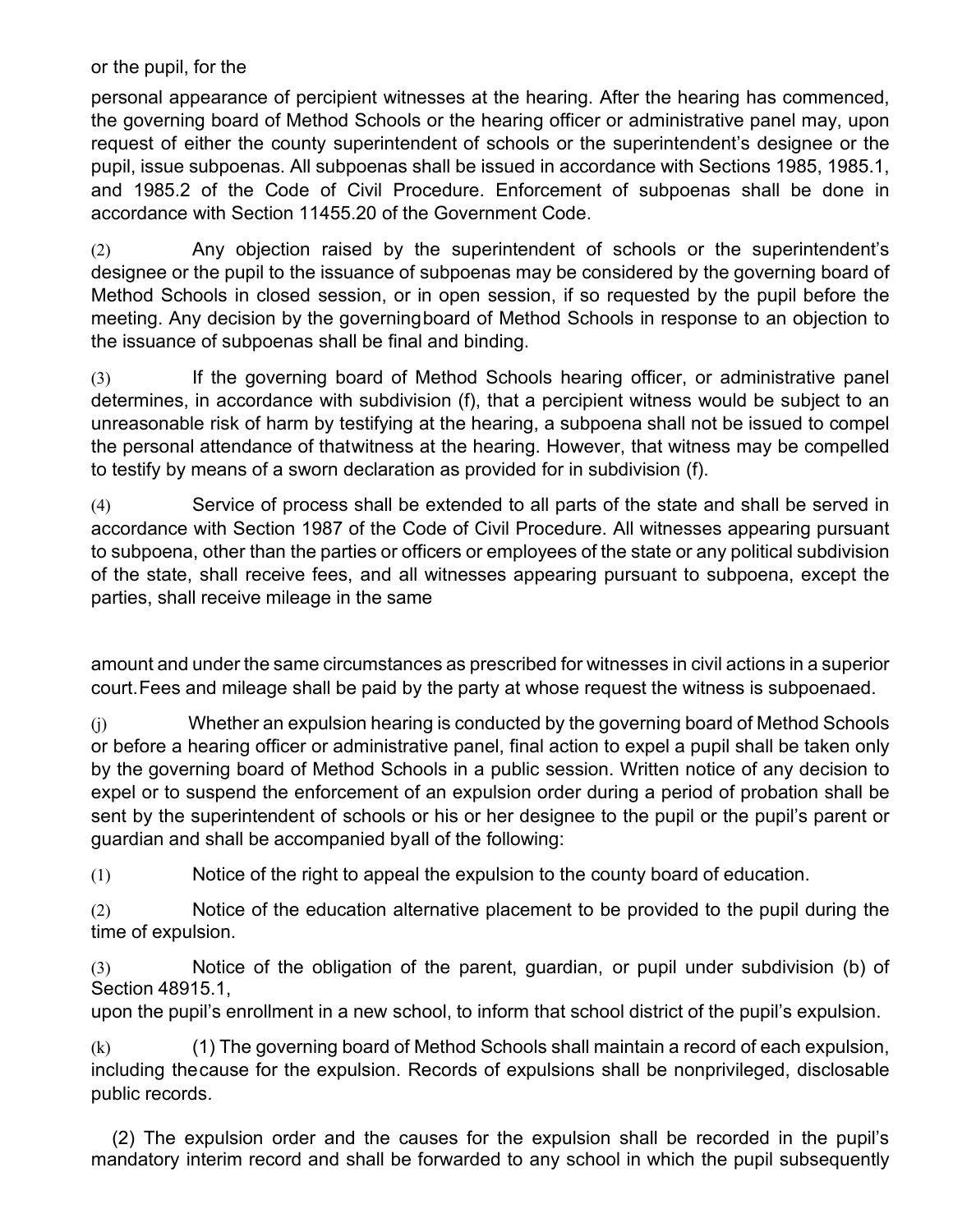or the pupil, for the

personal appearance of percipient witnesses at the hearing. After the hearing has commenced, the governing board of Method Schools or the hearing officer or administrative panel may, upon request of either the county superintendent of schools or the superintendent's designee or the pupil, issue subpoenas. All subpoenas shall be issued in accordance with Sections 1985, 1985.1, and 1985.2 of the Code of Civil Procedure. Enforcement of subpoenas shall be done in accordance with Section 11455.20 of the Government Code.

(2) Any objection raised by the superintendent of schools or the superintendent's designee or the pupil to the issuance of subpoenas may be considered by the governing board of Method Schools in closed session, or in open session, if so requested by the pupil before the meeting. Any decision by the governingboard of Method Schools in response to an objection to the issuance of subpoenas shall be final and binding.

(3) If the governing board of Method Schools hearing officer, or administrative panel determines, in accordance with subdivision (f), that a percipient witness would be subject to an unreasonable risk of harm by testifying at the hearing, a subpoena shall not be issued to compel the personal attendance of thatwitness at the hearing. However, that witness may be compelled to testify by means of a sworn declaration as provided for in subdivision (f).

(4) Service of process shall be extended to all parts of the state and shall be served in accordance with Section 1987 of the Code of Civil Procedure. All witnesses appearing pursuant to subpoena, other than the parties or officers or employees of the state or any political subdivision of the state, shall receive fees, and all witnesses appearing pursuant to subpoena, except the parties, shall receive mileage in the same

amount and under the same circumstances as prescribed for witnesses in civil actions in a superior court.Fees and mileage shall be paid by the party at whose request the witness is subpoenaed.

(j) Whether an expulsion hearing is conducted by the governing board of Method Schools or before a hearing officer or administrative panel, final action to expel a pupil shall be taken only by the governing board of Method Schools in a public session. Written notice of any decision to expel or to suspend the enforcement of an expulsion order during a period of probation shall be sent by the superintendent of schools or his or her designee to the pupil or the pupil's parent or guardian and shall be accompanied byall of the following:

(1) Notice of the right to appeal the expulsion to the county board of education.

(2) Notice of the education alternative placement to be provided to the pupil during the time of expulsion.

(3) Notice of the obligation of the parent, guardian, or pupil under subdivision (b) of Section 48915.1,
upon the pupil's enrollment in a new school, to inform that school district of the pupil's expulsion.

(k) (1) The governing board of Method Schools shall maintain a record of each expulsion, including thecause for the expulsion. Records of expulsions shall be nonprivileged, disclosable public records.

(2) The expulsion order and the causes for the expulsion shall be recorded in the pupil's mandatory interim record and shall be forwarded to any school in which the pupil subsequently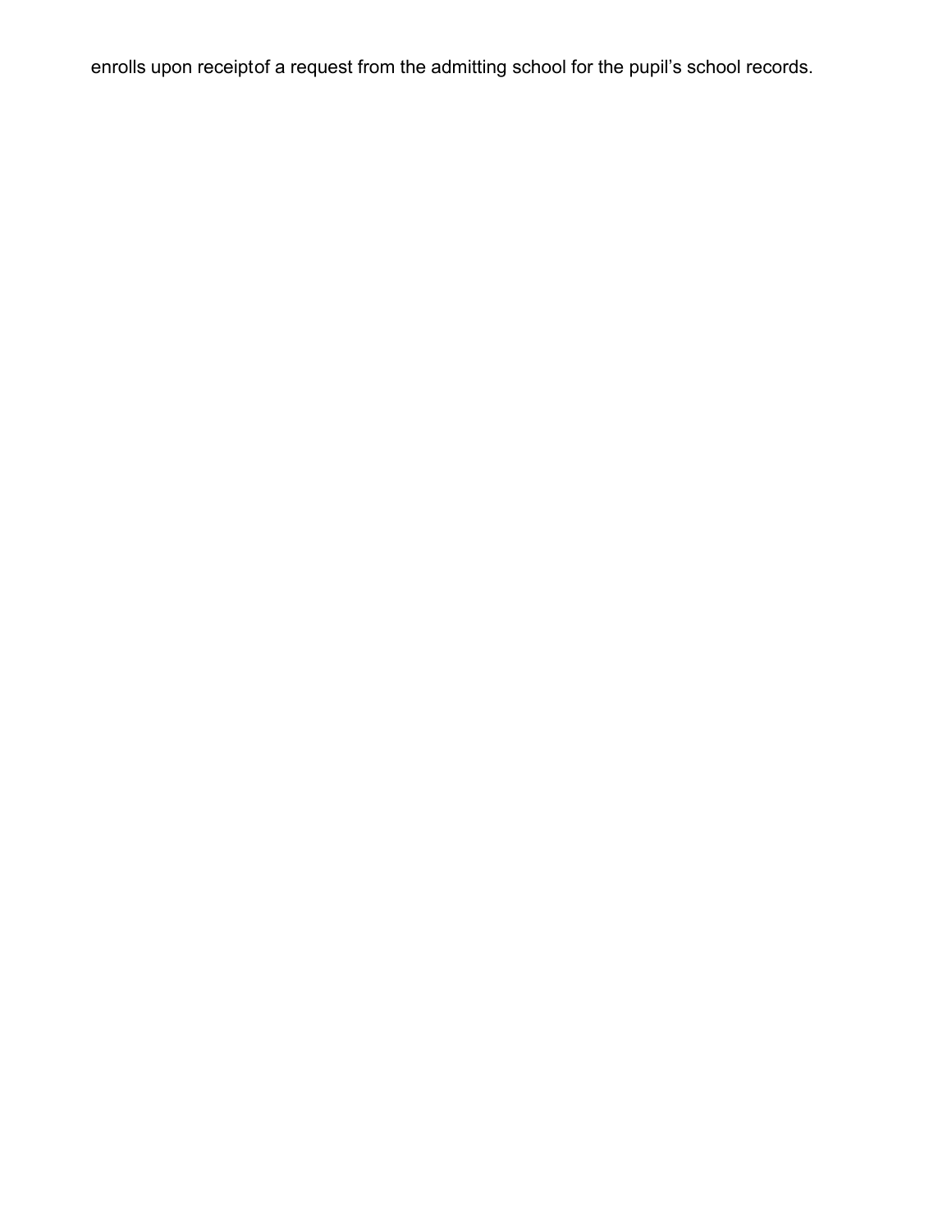enrolls upon receiptof a request from the admitting school for the pupil's school records.